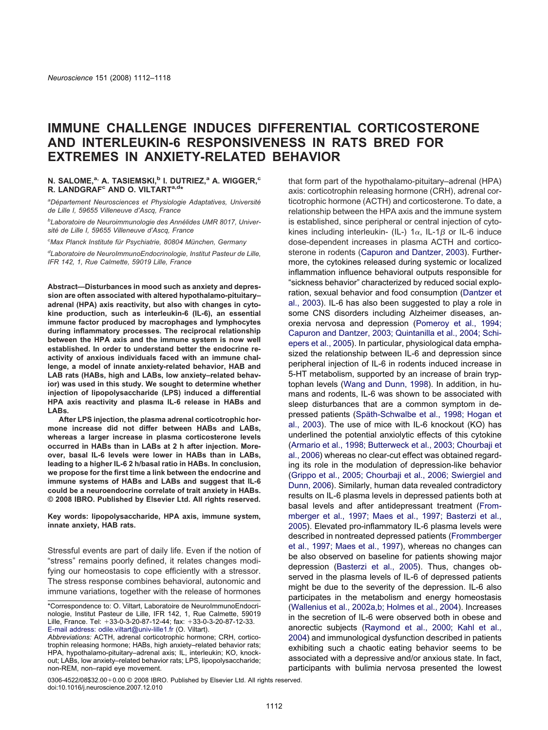# IMMUNE CHALLENGE INDUCES DIFFERENTIAL CORTICOSTERONE AND INTERLEUKIN-6 RESPONSIVENESS IN RATS BRED FOR EXTREMES IN ANXIETY-RELATED BEHAVIOR

**N. SALOME,[a] A. TASIEMSKI,[b] I. DUTRIEZ,[a] A. WIGGER,[c] R. LANDGRAF[c] AND O. VILTART[a,d]\***

[a]*Département Neurosciences et Physiologie Adaptatives, Université de Lille I, 59655 Villeneuve d'Ascq, France*

[b]*Laboratoire de Neuroimmunologie des Annélides UMR 8017, Université de Lille I, 59655 Villeneuve d'Ascq, France*

[c]*Max Planck Institute für Psychiatrie, 80804 München, Germany*

[d]*Laboratoire de NeuroImmunoEndocrinologie, Institut Pasteur de Lille, IFR 142, 1, Rue Calmette, 59019 Lille, France*

**Abstract—Disturbances in mood such as anxiety and depression are often associated with altered hypothalamo-pituitary–adrenal (HPA) axis reactivity, but also with changes in cytokine production, such as interleukin-6 (IL-6), an essential immune factor produced by macrophages and lymphocytes during inflammatory processes. The reciprocal relationship between the HPA axis and the immune system is now well established. In order to understand better the endocrine reactivity of anxious individuals faced with an immune challenge, a model of innate anxiety-related behavior, HAB and LAB rats (HABs, high and LABs, low anxiety–related behavior) was used in this study. We sought to determine whether injection of lipopolysaccharide (LPS) induced a differential HPA axis reactivity and plasma IL-6 release in HABs and LABs.**

**After LPS injection, the plasma adrenal corticotrophic hormone increase did not differ between HABs and LABs, whereas a larger increase in plasma corticosterone levels occurred in HABs than in LABs at 2 h after injection. Moreover, basal IL-6 levels were lower in HABs than in LABs, leading to a higher IL-6 2 h/basal ratio in HABs. In conclusion, we propose for the first time a link between the endocrine and immune systems of HABs and LABs and suggest that IL-6 could be a neuroendocrine correlate of trait anxiety in HABs. © 2008 IBRO. Published by Elsevier Ltd. All rights reserved.**

**Key words: lipopolysaccharide, HPA axis, immune system, innate anxiety, HAB rats.**

Stressful events are part of daily life. Even if the notion of "stress" remains poorly defined, it relates changes modifying our homeostasis to cope efficiently with a stressor. The stress response combines behavioral, autonomic and immune variations, together with the release of hormones that form part of the hypothalamo-pituitary–adrenal (HPA) axis: corticotrophin releasing hormone (CRH), adrenal corticotrophic hormone (ACTH) and corticosterone. To date, a relationship between the HPA axis and the immune system is established, since peripheral or central injection of cytokines including interleukin- (IL-) 1$\alpha$, IL-1$\beta$ or IL-6 induce dose-dependent increases in plasma ACTH and corticosterone in rodents (Capuron and Dantzer, 2003). Furthermore, the cytokines released during systemic or localized inflammation influence behavioral outputs responsible for "sickness behavior" characterized by reduced social exploration, sexual behavior and food consumption (Dantzer et al., 2003). IL-6 has also been suggested to play a role in some CNS disorders including Alzheimer diseases, anorexia nervosa and depression (Pomeroy et al., 1994; Capuron and Dantzer, 2003; Quintanilla et al., 2004; Schiepers et al., 2005). In particular, physiological data emphasized the relationship between IL-6 and depression since peripheral injection of IL-6 in rodents induced increase in 5-HT metabolism, supported by an increase of brain tryptophan levels (Wang and Dunn, 1998). In addition, in humans and rodents, IL-6 was shown to be associated with sleep disturbances that are a common symptom in depressed patients (Späth-Schwalbe et al., 1998; Hogan et al., 2003). The use of mice with IL-6 knockout (KO) has underlined the potential anxiolytic effects of this cytokine (Armario et al., 1998; Butterweck et al., 2003; Chourbaji et al., 2006) whereas no clear-cut effect was obtained regarding its role in the modulation of depression-like behavior (Grippo et al., 2005; Chourbaji et al., 2006; Swiergiel and Dunn, 2006). Similarly, human data revealed contradictory results on IL-6 plasma levels in depressed patients both at basal levels and after antidepressant treatment (Frommberger et al., 1997; Maes et al., 1997; Basterzi et al., 2005). Elevated pro-inflammatory IL-6 plasma levels were described in nontreated depressed patients (Frommberger et al., 1997; Maes et al., 1997), whereas no changes can be also observed on baseline for patients showing major depression (Basterzi et al., 2005). Thus, changes observed in the plasma levels of IL-6 of depressed patients might be due to the severity of the depression. IL-6 also participates in the metabolism and energy homeostasis (Wallenius et al., 2002a,b; Holmes et al., 2004). Increases in the secretion of IL-6 were observed both in obese and anorectic subjects (Raymond et al., 2000; Kahl et al., 2004) and immunological dysfunction described in patients exhibiting such a chaotic eating behavior seems to be associated with a depressive and/or anxious state. In fact, participants with bulimia nervosa presented the lowest

\*Correspondence to: O. Viltart, Laboratoire de NeuroImmunoEndocrinologie, Institut Pasteur de Lille, IFR 142, 1, Rue Calmette, 59019 Lille, France. Tel: +33-0-3-20-87-12-44; fax: +33-0-3-20-87-12-33. E-mail address: odile.viltart@univ-lille1.fr (O. Viltart).

*Abbreviations:* ACTH, adrenal corticotrophic hormone; CRH, corticotrophin releasing hormone; HABs, high anxiety–related behavior rats; HPA, hypothalamo-pituitary–adrenal axis; IL, interleukin; KO, knockout; LABs, low anxiety–related behavior rats; LPS, lipopolysaccharide; non-REM, non–rapid eye movement.

0306-4522/08$32.00+0.00 © 2008 IBRO. Published by Elsevier Ltd. All rights reserved.
doi:10.1016/j.neuroscience.2007.12.010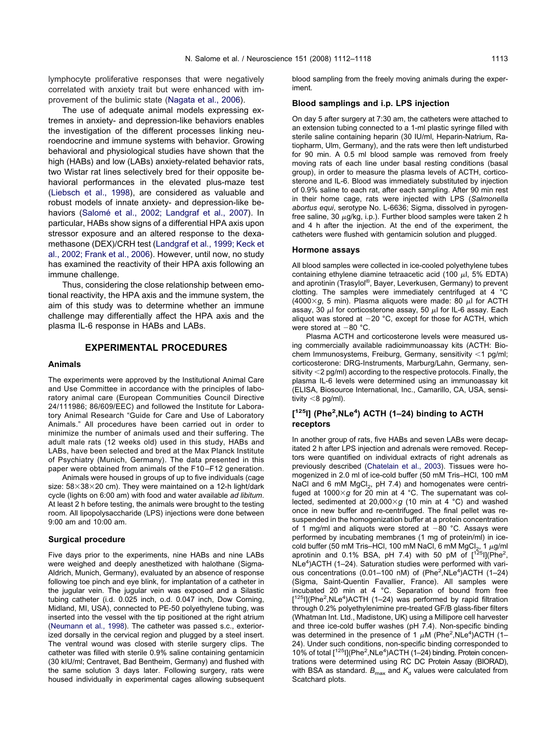lymphocyte proliferative responses that were negatively correlated with anxiety trait but were enhanced with improvement of the bulimic state (Nagata et al., 2006).

The use of adequate animal models expressing extremes in anxiety- and depression-like behaviors enables the investigation of the different processes linking neuroendocrine and immune systems with behavior. Growing behavioral and physiological studies have shown that the high (HABs) and low (LABs) anxiety-related behavior rats, two Wistar rat lines selectively bred for their opposite behavioral performances in the elevated plus-maze test (Liebsch et al., 1998), are considered as valuable and robust models of innate anxiety- and depression-like behaviors (Salomé et al., 2002; Landgraf et al., 2007). In particular, HABs show signs of a differential HPA axis upon stressor exposure and an altered response to the dexamethasone (DEX)/CRH test (Landgraf et al., 1999; Keck et al., 2002; Frank et al., 2006). However, until now, no study has examined the reactivity of their HPA axis following an immune challenge.

Thus, considering the close relationship between emotional reactivity, the HPA axis and the immune system, the aim of this study was to determine whether an immune challenge may differentially affect the HPA axis and the plasma IL-6 response in HABs and LABs.

## EXPERIMENTAL PROCEDURES

### Animals

The experiments were approved by the Institutional Animal Care and Use Committee in accordance with the principles of laboratory animal care (European Communities Council Directive 24/111986; 86/609/EEC) and followed the Institute for Laboratory Animal Research "Guide for Care and Use of Laboratory Animals." All procedures have been carried out in order to minimize the number of animals used and their suffering. The adult male rats (12 weeks old) used in this study, HABs and LABs, have been selected and bred at the Max Planck Institute of Psychiatry (Munich, Germany). The data presented in this paper were obtained from animals of the F10–F12 generation.

Animals were housed in groups of up to five individuals (cage size: 58×38×20 cm). They were maintained on a 12-h light/dark cycle (lights on 6:00 am) with food and water available *ad libitum*. At least 2 h before testing, the animals were brought to the testing room. All lipopolysaccharide (LPS) injections were done between 9:00 am and 10:00 am.

### Surgical procedure

Five days prior to the experiments, nine HABs and nine LABs were weighed and deeply anesthetized with halothane (Sigma-Aldrich, Munich, Germany), evaluated by an absence of response following toe pinch and eye blink, for implantation of a catheter in the jugular vein. The jugular vein was exposed and a Silastic tubing catheter (i.d. 0.025 inch, o.d. 0.047 inch, Dow Corning, Midland, MI, USA), connected to PE-50 polyethylene tubing, was inserted into the vessel with the tip positioned at the right atrium (Neumann et al., 1998). The catheter was passed s.c., exteriorized dorsally in the cervical region and plugged by a steel insert. The ventral wound was closed with sterile surgery clips. The catheter was filled with sterile 0.9% saline containing gentamicin (30 kIU/ml; Centravet, Bad Bentheim, Germany) and flushed with the same solution 3 days later. Following surgery, rats were housed individually in experimental cages allowing subsequent blood sampling from the freely moving animals during the experiment.

### Blood samplings and i.p. LPS injection

On day 5 after surgery at 7:30 am, the catheters were attached to an extension tubing connected to a 1-ml plastic syringe filled with sterile saline containing heparin (30 IU/ml, Heparin-Natrium, Ratiopharm, Ulm, Germany), and the rats were then left undisturbed for 90 min. A 0.5 ml blood sample was removed from freely moving rats of each line under basal resting conditions (basal group), in order to measure the plasma levels of ACTH, corticosterone and IL-6. Blood was immediately substituted by injection of 0.9% saline to each rat, after each sampling. After 90 min rest in their home cage, rats were injected with LPS (*Salmonella abortus equi*, serotype No. L-6636; Sigma, dissolved in pyrogen-free saline, 30 μg/kg, i.p.). Further blood samples were taken 2 h and 4 h after the injection. At the end of the experiment, the catheters were flushed with gentamicin solution and plugged.

### Hormone assays

All blood samples were collected in ice-cooled polyethylene tubes containing ethylene diamine tetraacetic acid (100 μl, 5% EDTA) and aprotinin (Trasylol®, Bayer, Leverkusen, Germany) to prevent clotting. The samples were immediately centrifuged at 4 °C (4000×*g*, 5 min). Plasma aliquots were made: 80 μl for ACTH assay, 30 μl for corticosterone assay, 50 μl for IL-6 assay. Each aliquot was stored at −20 °C, except for those for ACTH, which were stored at −80 °C.

Plasma ACTH and corticosterone levels were measured using commercially available radioimmunoassay kits (ACTH: Biochem Immunosystems, Freiburg, Germany, sensitivity <1 pg/ml; corticosterone: DRG-Instruments, Marburg/Lahn, Germany, sensitivity <2 pg/ml) according to the respective protocols. Finally, the plasma IL-6 levels were determined using an immunoassay kit (ELISA, Biosource International, Inc., Camarillo, CA, USA, sensitivity <8 pg/ml).

### [$^{125}$I] (Phe$^2$,NLe$^4$) ACTH (1–24) binding to ACTH receptors

In another group of rats, five HABs and seven LABs were decapitated 2 h after LPS injection and adrenals were removed. Receptors were quantified on individual extracts of right adrenals as previously described (Chatelain et al., 2003). Tissues were homogenized in 2.0 ml of ice-cold buffer (50 mM Tris–HCl, 100 mM NaCl and 6 mM $MgCl_2$, pH 7.4) and homogenates were centrifuged at 1000×*g* for 20 min at 4 °C. The supernatant was collected, sedimented at 20,000×*g* (10 min at 4 °C) and washed once in new buffer and re-centrifuged. The final pellet was resuspended in the homogenization buffer at a protein concentration of 1 mg/ml and aliquots were stored at −80 °C. Assays were performed by incubating membranes (1 mg of protein/ml) in ice-cold buffer (50 mM Tris–HCl, 100 mM NaCl, 6 mM $MgCl_2$, 1 μg/ml aprotinin and 0.1% BSA, pH 7.4) with 50 pM of [$^{125}$I](Phe$^2$, NLe$^4$)ACTH (1–24). Saturation studies were performed with various concentrations (0.01–100 nM) of (Phe$^2$,NLe$^4$)ACTH (1–24) (Sigma, Saint-Quentin Favallier, France). All samples were incubated 20 min at 4 °C. Separation of bound from free [$^{125}$I](Phe$^2$,NLe$^4$)ACTH (1–24) was performed by rapid filtration through 0.2% polyethylenimine pre-treated GF/B glass-fiber filters (Whatman Int. Ltd., Madistone, UK) using a Millipore cell harvester and three ice-cold buffer washes (pH 7.4). Non-specific binding was determined in the presence of 1 μM (Phe$^2$,NLe$^4$)ACTH (1–24). Under such conditions, non-specific binding corresponded to 10% of total [$^{125}$I](Phe$^2$,NLe$^4$)ACTH (1–24) binding. Protein concentrations were determined using RC DC Protein Assay (BIORAD), with BSA as standard. $B_{max}$ and $K_d$ values were calculated from Scatchard plots.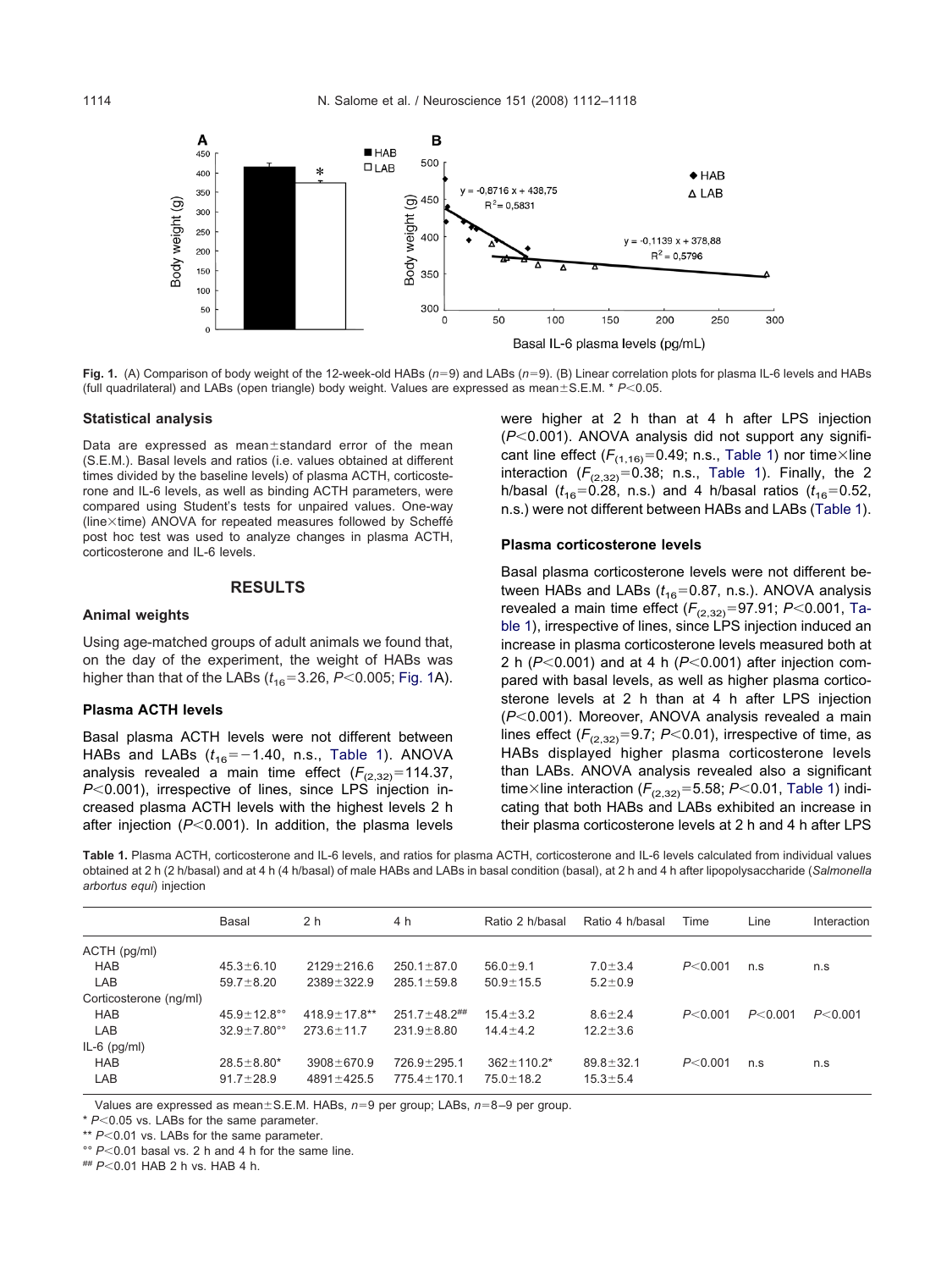**Fig. 1.** (A) Comparison of body weight of the 12-week-old HABs ($n$=9) and LABs ($n$=9). (B) Linear correlation plots for plasma IL-6 levels and HABs (full quadrilateral) and LABs (open triangle) body weight. Values are expressed as mean±S.E.M. * $P$<0.05.

### Statistical analysis

Data are expressed as mean±standard error of the mean (S.E.M.). Basal levels and ratios (i.e. values obtained at different times divided by the baseline levels) of plasma ACTH, corticosterone and IL-6 levels, as well as binding ACTH parameters, were compared using Student's tests for unpaired values. One-way (line×time) ANOVA for repeated measures followed by Scheffé post hoc test was used to analyze changes in plasma ACTH, corticosterone and IL-6 levels.

## RESULTS

### Animal weights

Using age-matched groups of adult animals we found that, on the day of the experiment, the weight of HABs was higher than that of the LABs ($t_{16}$=3.26, $P$<0.005; Fig. 1A).

### Plasma ACTH levels

Basal plasma ACTH levels were not different between HABs and LABs ($t_{16}$=−1.40, n.s., Table 1). ANOVA analysis revealed a main time effect ($F_{(2,32)}$=114.37, $P$<0.001), irrespective of lines, since LPS injection increased plasma ACTH levels with the highest levels 2 h after injection ($P$<0.001). In addition, the plasma levels were higher at 2 h than at 4 h after LPS injection ($P$<0.001). ANOVA analysis did not support any significant line effect ($F_{(1,16)}$=0.49; n.s., Table 1) nor time×line interaction ($F_{(2,32)}$=0.38; n.s., Table 1). Finally, the 2 h/basal ($t_{16}$=0.28, n.s.) and 4 h/basal ratios ($t_{16}$=0.52, n.s.) were not different between HABs and LABs (Table 1).

### Plasma corticosterone levels

Basal plasma corticosterone levels were not different between HABs and LABs ($t_{16}$=0.87, n.s.). ANOVA analysis revealed a main time effect ($F_{(2,32)}$=97.91; $P$<0.001, Table 1), irrespective of lines, since LPS injection induced an increase in plasma corticosterone levels measured both at 2 h ($P$<0.001) and at 4 h ($P$<0.001) after injection compared with basal levels, as well as higher plasma corticosterone levels at 2 h than at 4 h after LPS injection ($P$<0.001). Moreover, ANOVA analysis revealed a main lines effect ($F_{(2,32)}$=9.7; $P$<0.01), irrespective of time, as HABs displayed higher plasma corticosterone levels than LABs. ANOVA analysis revealed also a significant time×line interaction ($F_{(2,32)}$=5.58; $P$<0.01, Table 1) indicating that both HABs and LABs exhibited an increase in their plasma corticosterone levels at 2 h and 4 h after LPS

**Table 1.** Plasma ACTH, corticosterone and IL-6 levels, and ratios for plasma ACTH, corticosterone and IL-6 levels calculated from individual values obtained at 2 h (2 h/basal) and at 4 h (4 h/basal) of male HABs and LABs in basal condition (basal), at 2 h and 4 h after lipopolysaccharide (*Salmonella arbortus equi*) injection

| | Basal | 2 h | 4 h | Ratio 2 h/basal | Ratio 4 h/basal | Time | Line | Interaction |
|---|---|---|---|---|---|---|---|---|
| ACTH (pg/ml) | | | | | | | | |
| HAB | 45.3±6.10 | 2129±216.6 | 250.1±87.0 | 56.0±9.1 | 7.0±3.4 | $P$<0.001 | n.s | n.s |
| LAB | 59.7±8.20 | 2389±322.9 | 285.1±59.8 | 50.9±15.5 | 5.2±0.9 | | | |
| Corticosterone (ng/ml) | | | | | | | | |
| HAB | 45.9±12.8°° | 418.9±17.8** | 251.7±48.2## | 15.4±3.2 | 8.6±2.4 | $P$<0.001 | $P$<0.001 | $P$<0.001 |
| LAB | 32.9±7.80°° | 273.6±11.7 | 231.9±8.80 | 14.4±4.2 | 12.2±3.6 | | | |
| IL-6 (pg/ml) | | | | | | | | |
| HAB | 28.5±8.80* | 3908±670.9 | 726.9±295.1 | 362±110.2* | 89.8±32.1 | $P$<0.001 | n.s | n.s |
| LAB | 91.7±28.9 | 4891±425.5 | 775.4±170.1 | 75.0±18.2 | 15.3±5.4 | | | |

Values are expressed as mean±S.E.M. HABs, $n$=9 per group; LABs, $n$=8–9 per group.

* $P$<0.05 vs. LABs for the same parameter.

** $P$<0.01 vs. LABs for the same parameter.

°° $P$<0.01 basal vs. 2 h and 4 h for the same line.

## $P$<0.01 HAB 2 h vs. HAB 4 h.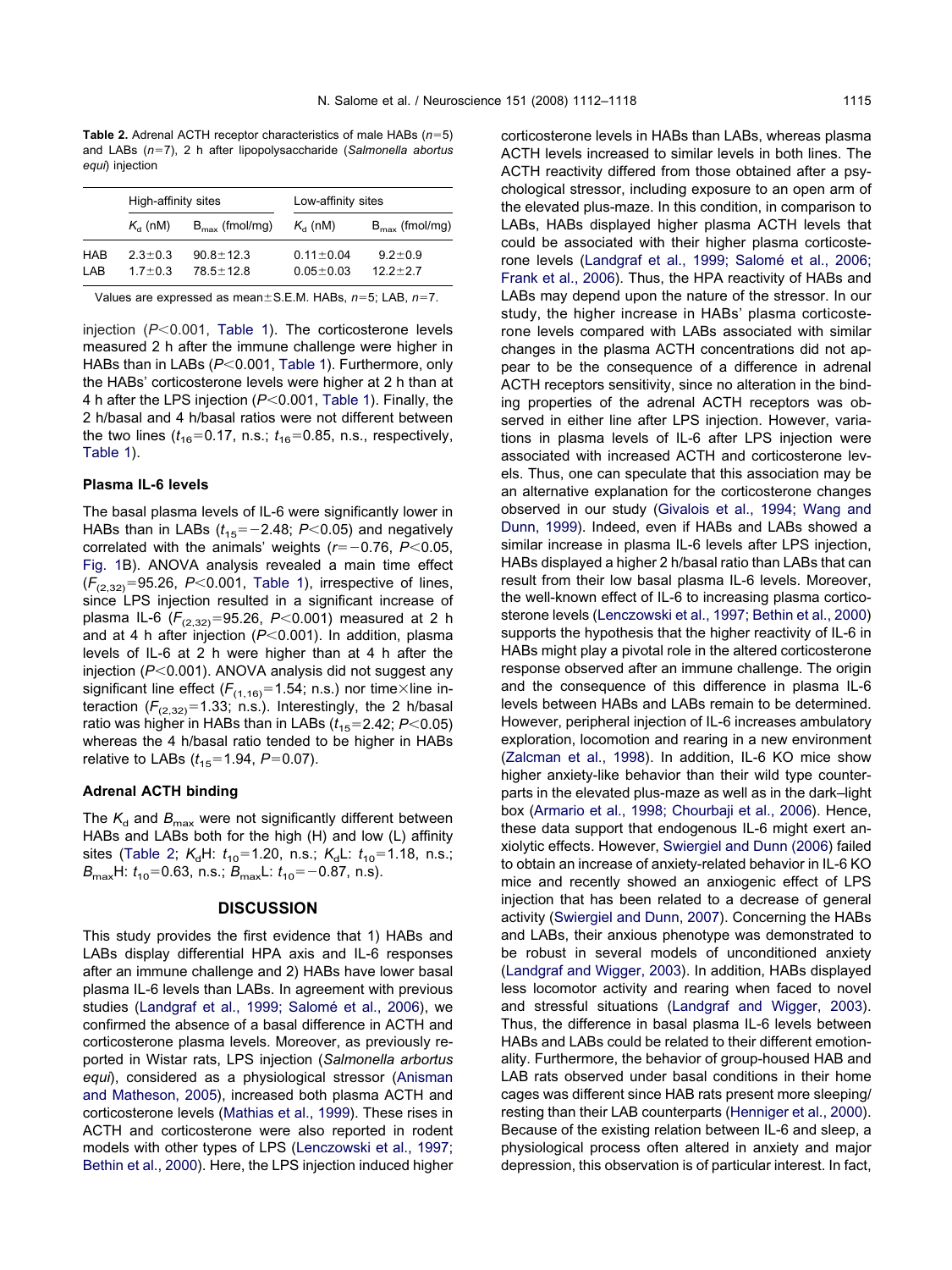**Table 2.** Adrenal ACTH receptor characteristics of male HABs ($n$=5) and LABs ($n$=7), 2 h after lipopolysaccharide (*Salmonella abortus equi*) injection

| | High-affinity sites | | Low-affinity sites | |
|---|---|---|---|---|
| | $K_d$ (nM) | $B_{max}$ (fmol/mg) | $K_d$ (nM) | $B_{max}$ (fmol/mg) |
| HAB | 2.3±0.3 | 90.8±12.3 | 0.11±0.04 | 9.2±0.9 |
| LAB | 1.7±0.3 | 78.5±12.8 | 0.05±0.03 | 12.2±2.7 |

Values are expressed as mean±S.E.M. HABs, $n$=5; LAB, $n$=7.

injection ($P<0.001$, Table 1). The corticosterone levels measured 2 h after the immune challenge were higher in HABs than in LABs ($P<0.001$, Table 1). Furthermore, only the HABs' corticosterone levels were higher at 2 h than at 4 h after the LPS injection ($P<0.001$, Table 1). Finally, the 2 h/basal and 4 h/basal ratios were not different between the two lines ($t_{16}=0.17$, n.s.; $t_{16}=0.85$, n.s., respectively, Table 1).

### Plasma IL-6 levels

The basal plasma levels of IL-6 were significantly lower in HABs than in LABs ($t_{15}=-2.48$; $P<0.05$) and negatively correlated with the animals' weights ($r=-0.76$, $P<0.05$, Fig. 1B). ANOVA analysis revealed a main time effect ($F_{(2,32)}=95.26$, $P<0.001$, Table 1), irrespective of lines, since LPS injection resulted in a significant increase of plasma IL-6 ($F_{(2,32)}=95.26$, $P<0.001$) measured at 2 h and at 4 h after injection ($P<0.001$). In addition, plasma levels of IL-6 at 2 h were higher than at 4 h after the injection ($P<0.001$). ANOVA analysis did not suggest any significant line effect ($F_{(1,16)}=1.54$; n.s.) nor time×line interaction ($F_{(2,32)}=1.33$; n.s.). Interestingly, the 2 h/basal ratio was higher in HABs than in LABs ($t_{15}=2.42$; $P<0.05$) whereas the 4 h/basal ratio tended to be higher in HABs relative to LABs ($t_{15}=1.94$, $P=0.07$).

### Adrenal ACTH binding

The $K_d$ and $B_{max}$ were not significantly different between HABs and LABs both for the high (H) and low (L) affinity sites (Table 2; $K_d$H: $t_{10}=1.20$, n.s.; $K_d$L: $t_{10}=1.18$, n.s.; $B_{max}$H: $t_{10}=0.63$, n.s.; $B_{max}$L: $t_{10}=-0.87$, n.s).

## DISCUSSION

This study provides the first evidence that 1) HABs and LABs display differential HPA axis and IL-6 responses after an immune challenge and 2) HABs have lower basal plasma IL-6 levels than LABs. In agreement with previous studies (Landgraf et al., 1999; Salomé et al., 2006), we confirmed the absence of a basal difference in ACTH and corticosterone plasma levels. Moreover, as previously reported in Wistar rats, LPS injection (*Salmonella arbortus equi*), considered as a physiological stressor (Anisman and Matheson, 2005), increased both plasma ACTH and corticosterone levels (Mathias et al., 1999). These rises in ACTH and corticosterone were also reported in rodent models with other types of LPS (Lenczowski et al., 1997; Bethin et al., 2000). Here, the LPS injection induced higher corticosterone levels in HABs than LABs, whereas plasma ACTH levels increased to similar levels in both lines. The ACTH reactivity differed from those obtained after a psychological stressor, including exposure to an open arm of the elevated plus-maze. In this condition, in comparison to LABs, HABs displayed higher plasma ACTH levels that could be associated with their higher plasma corticosterone levels (Landgraf et al., 1999; Salomé et al., 2006; Frank et al., 2006). Thus, the HPA reactivity of HABs and LABs may depend upon the nature of the stressor. In our study, the higher increase in HABs' plasma corticosterone levels compared with LABs associated with similar changes in the plasma ACTH concentrations did not appear to be the consequence of a difference in adrenal ACTH receptors sensitivity, since no alteration in the binding properties of the adrenal ACTH receptors was observed in either line after LPS injection. However, variations in plasma levels of IL-6 after LPS injection were associated with increased ACTH and corticosterone levels. Thus, one can speculate that this association may be an alternative explanation for the corticosterone changes observed in our study (Givalois et al., 1994; Wang and Dunn, 1999). Indeed, even if HABs and LABs showed a similar increase in plasma IL-6 levels after LPS injection, HABs displayed a higher 2 h/basal ratio than LABs that can result from their low basal plasma IL-6 levels. Moreover, the well-known effect of IL-6 to increasing plasma corticosterone levels (Lenczowski et al., 1997; Bethin et al., 2000) supports the hypothesis that the higher reactivity of IL-6 in HABs might play a pivotal role in the altered corticosterone response observed after an immune challenge. The origin and the consequence of this difference in plasma IL-6 levels between HABs and LABs remain to be determined. However, peripheral injection of IL-6 increases ambulatory exploration, locomotion and rearing in a new environment (Zalcman et al., 1998). In addition, IL-6 KO mice show higher anxiety-like behavior than their wild type counterparts in the elevated plus-maze as well as in the dark–light box (Armario et al., 1998; Chourbaji et al., 2006). Hence, these data support that endogenous IL-6 might exert anxiolytic effects. However, Swiergiel and Dunn (2006) failed to obtain an increase of anxiety-related behavior in IL-6 KO mice and recently showed an anxiogenic effect of LPS injection that has been related to a decrease of general activity (Swiergiel and Dunn, 2007). Concerning the HABs and LABs, their anxious phenotype was demonstrated to be robust in several models of unconditioned anxiety (Landgraf and Wigger, 2003). In addition, HABs displayed less locomotor activity and rearing when faced to novel and stressful situations (Landgraf and Wigger, 2003). Thus, the difference in basal plasma IL-6 levels between HABs and LABs could be related to their different emotionality. Furthermore, the behavior of group-housed HAB and LAB rats observed under basal conditions in their home cages was different since HAB rats present more sleeping/resting than their LAB counterparts (Henniger et al., 2000). Because of the existing relation between IL-6 and sleep, a physiological process often altered in anxiety and major depression, this observation is of particular interest. In fact,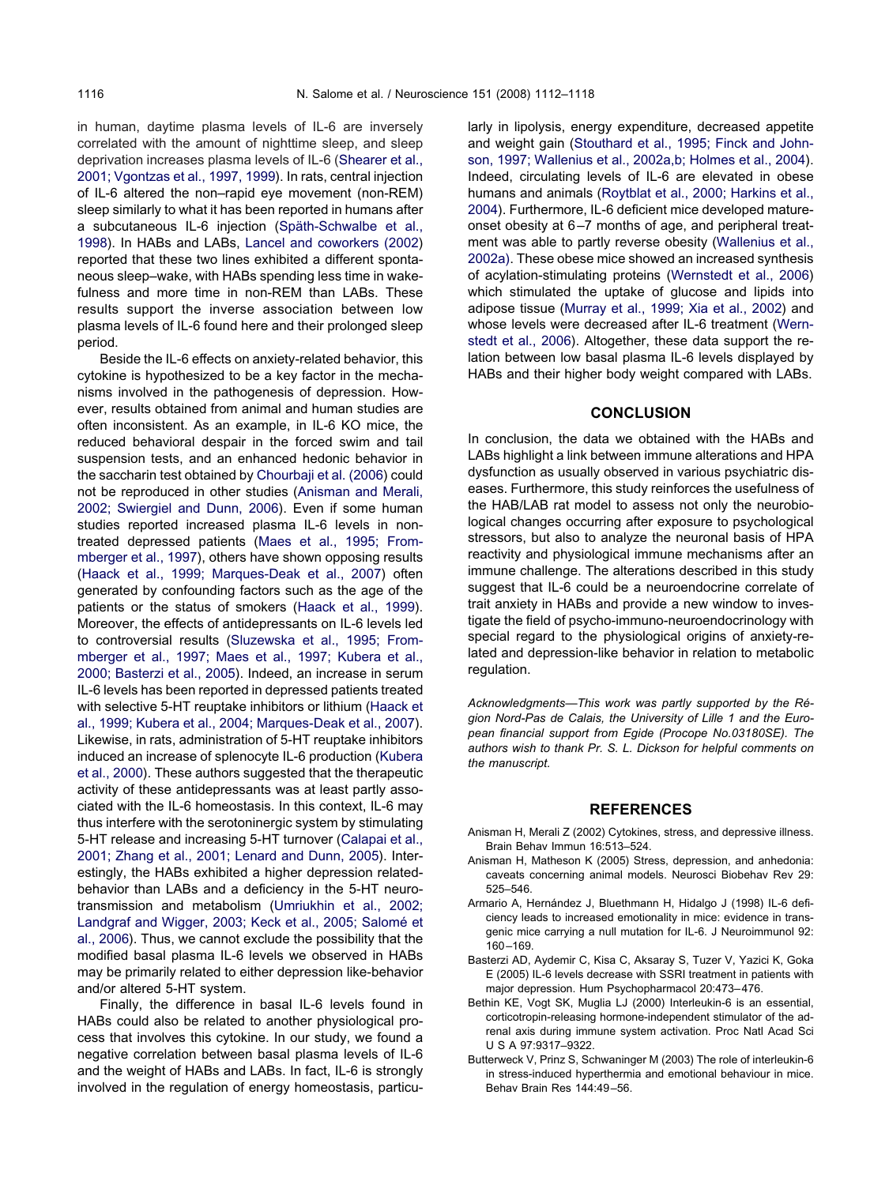in human, daytime plasma levels of IL-6 are inversely correlated with the amount of nighttime sleep, and sleep deprivation increases plasma levels of IL-6 (Shearer et al., 2001; Vgontzas et al., 1997, 1999). In rats, central injection of IL-6 altered the non–rapid eye movement (non-REM) sleep similarly to what it has been reported in humans after a subcutaneous IL-6 injection (Späth-Schwalbe et al., 1998). In HABs and LABs, Lancel and coworkers (2002) reported that these two lines exhibited a different spontaneous sleep–wake, with HABs spending less time in wakefulness and more time in non-REM than LABs. These results support the inverse association between low plasma levels of IL-6 found here and their prolonged sleep period.

Beside the IL-6 effects on anxiety-related behavior, this cytokine is hypothesized to be a key factor in the mechanisms involved in the pathogenesis of depression. However, results obtained from animal and human studies are often inconsistent. As an example, in IL-6 KO mice, the reduced behavioral despair in the forced swim and tail suspension tests, and an enhanced hedonic behavior in the saccharin test obtained by Chourbaji et al. (2006) could not be reproduced in other studies (Anisman and Merali, 2002; Swiergiel and Dunn, 2006). Even if some human studies reported increased plasma IL-6 levels in non-treated depressed patients (Maes et al., 1995; Frommberger et al., 1997), others have shown opposing results (Haack et al., 1999; Marques-Deak et al., 2007) often generated by confounding factors such as the age of the patients or the status of smokers (Haack et al., 1999). Moreover, the effects of antidepressants on IL-6 levels led to controversial results (Sluzewska et al., 1995; Frommberger et al., 1997; Maes et al., 1997; Kubera et al., 2000; Basterzi et al., 2005). Indeed, an increase in serum IL-6 levels has been reported in depressed patients treated with selective 5-HT reuptake inhibitors or lithium (Haack et al., 1999; Kubera et al., 2004; Marques-Deak et al., 2007). Likewise, in rats, administration of 5-HT reuptake inhibitors induced an increase of splenocyte IL-6 production (Kubera et al., 2000). These authors suggested that the therapeutic activity of these antidepressants was at least partly associated with the IL-6 homeostasis. In this context, IL-6 may thus interfere with the serotoninergic system by stimulating 5-HT release and increasing 5-HT turnover (Calapai et al., 2001; Zhang et al., 2001; Lenard and Dunn, 2005). Interestingly, the HABs exhibited a higher depression related-behavior than LABs and a deficiency in the 5-HT neurotransmission and metabolism (Umriukhin et al., 2002; Landgraf and Wigger, 2003; Keck et al., 2005; Salomé et al., 2006). Thus, we cannot exclude the possibility that the modified basal plasma IL-6 levels we observed in HABs may be primarily related to either depression like-behavior and/or altered 5-HT system.

Finally, the difference in basal IL-6 levels found in HABs could also be related to another physiological process that involves this cytokine. In our study, we found a negative correlation between basal plasma levels of IL-6 and the weight of HABs and LABs. In fact, IL-6 is strongly involved in the regulation of energy homeostasis, particularly in lipolysis, energy expenditure, decreased appetite and weight gain (Stouthard et al., 1995; Finck and Johnson, 1997; Wallenius et al., 2002a,b; Holmes et al., 2004). Indeed, circulating levels of IL-6 are elevated in obese humans and animals (Roytblat et al., 2000; Harkins et al., 2004). Furthermore, IL-6 deficient mice developed mature-onset obesity at 6–7 months of age, and peripheral treatment was able to partly reverse obesity (Wallenius et al., 2002a). These obese mice showed an increased synthesis of acylation-stimulating proteins (Wernstedt et al., 2006) which stimulated the uptake of glucose and lipids into adipose tissue (Murray et al., 1999; Xia et al., 2002) and whose levels were decreased after IL-6 treatment (Wernstedt et al., 2006). Altogether, these data support the relation between low basal plasma IL-6 levels displayed by HABs and their higher body weight compared with LABs.

## CONCLUSION

In conclusion, the data we obtained with the HABs and LABs highlight a link between immune alterations and HPA dysfunction as usually observed in various psychiatric diseases. Furthermore, this study reinforces the usefulness of the HAB/LAB rat model to assess not only the neurobiological changes occurring after exposure to psychological stressors, but also to analyze the neuronal basis of HPA reactivity and physiological immune mechanisms after an immune challenge. The alterations described in this study suggest that IL-6 could be a neuroendocrine correlate of trait anxiety in HABs and provide a new window to investigate the field of psycho-immuno-neuroendocrinology with special regard to the physiological origins of anxiety-related and depression-like behavior in relation to metabolic regulation.

*Acknowledgments—This work was partly supported by the Région Nord-Pas de Calais, the University of Lille 1 and the European financial support from Egide (Procope No.03180SE). The authors wish to thank Pr. S. L. Dickson for helpful comments on the manuscript.*

## REFERENCES

Anisman H, Merali Z (2002) Cytokines, stress, and depressive illness. Brain Behav Immun 16:513–524.

Anisman H, Matheson K (2005) Stress, depression, and anhedonia: caveats concerning animal models. Neurosci Biobehav Rev 29: 525–546.

Armario A, Hernández J, Bluethmann H, Hidalgo J (1998) IL-6 deficiency leads to increased emotionality in mice: evidence in transgenic mice carrying a null mutation for IL-6. J Neuroimmunol 92: 160–169.

Basterzi AD, Aydemir C, Kisa C, Aksaray S, Tuzer V, Yazici K, Goka E (2005) IL-6 levels decrease with SSRI treatment in patients with major depression. Hum Psychopharmacol 20:473–476.

Bethin KE, Vogt SK, Muglia LJ (2000) Interleukin-6 is an essential, corticotropin-releasing hormone-independent stimulator of the adrenal axis during immune system activation. Proc Natl Acad Sci U S A 97:9317–9322.

Butterweck V, Prinz S, Schwaninger M (2003) The role of interleukin-6 in stress-induced hyperthermia and emotional behaviour in mice. Behav Brain Res 144:49–56.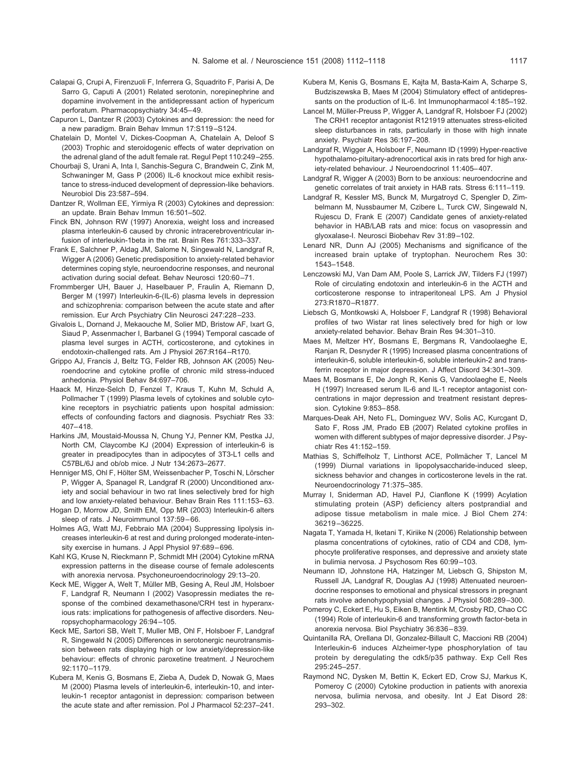Calapai G, Crupi A, Firenzuoli F, Inferrera G, Squadrito F, Parisi A, De Sarro G, Caputi A (2001) Related serotonin, norepinephrine and dopamine involvement in the antidepressant action of hypericum perforatum. Pharmacopsychiatry 34:45–49.

Capuron L, Dantzer R (2003) Cytokines and depression: the need for a new paradigm. Brain Behav Immun 17:S119–S124.

Chatelain D, Montel V, Dickes-Coopman A, Chatelain A, Deloof S (2003) Trophic and steroidogenic effects of water deprivation on the adrenal gland of the adult female rat. Regul Pept 110:249–255.

Chourbaji S, Urani A, Inta I, Sanchis-Segura C, Brandwein C, Zink M, Schwaninger M, Gass P (2006) IL-6 knockout mice exhibit resistance to stress-induced development of depression-like behaviors. Neurobiol Dis 23:587–594.

Dantzer R, Wollman EE, Yirmiya R (2003) Cytokines and depression: an update. Brain Behav Immun 16:501–502.

Finck BN, Johnson RW (1997) Anorexia, weight loss and increased plasma interleukin-6 caused by chronic intracerebroventricular infusion of interleukin-1beta in the rat. Brain Res 761:333–337.

Frank E, Salchner P, Aldag JM, Salome N, Singewald N, Landgraf R, Wigger A (2006) Genetic predisposition to anxiety-related behavior determines coping style, neuroendocrine responses, and neuronal activation during social defeat. Behav Neurosci 120:60–71.

Frommberger UH, Bauer J, Haselbauer P, Fraulin A, Riemann D, Berger M (1997) Interleukin-6-(IL-6) plasma levels in depression and schizophrenia: comparison between the acute state and after remission. Eur Arch Psychiatry Clin Neurosci 247:228–233.

Givalois L, Dornand J, Mekaouche M, Solier MD, Bristow AF, Ixart G, Siaud P, Assenmacher I, Barbanel G (1994) Temporal cascade of plasma level surges in ACTH, corticosterone, and cytokines in endotoxin-challenged rats. Am J Physiol 267:R164–R170.

Grippo AJ, Francis J, Beltz TG, Felder RB, Johnson AK (2005) Neuroendocrine and cytokine profile of chronic mild stress-induced anhedonia. Physiol Behav 84:697–706.

Haack M, Hinze-Selch D, Fenzel T, Kraus T, Kuhn M, Schuld A, Pollmacher T (1999) Plasma levels of cytokines and soluble cytokine receptors in psychiatric patients upon hospital admission: effects of confounding factors and diagnosis. Psychiatr Res 33: 407–418.

Harkins JM, Moustaid-Moussa N, Chung YJ, Penner KM, Pestka JJ, North CM, Claycombe KJ (2004) Expression of interleukin-6 is greater in preadipocytes than in adipocytes of 3T3-L1 cells and C57BL/6J and ob/ob mice. J Nutr 134:2673–2677.

Henniger MS, Ohl F, Hölter SM, Weissenbacher P, Toschi N, Lörscher P, Wigger A, Spanagel R, Landgraf R (2000) Unconditioned anxiety and social behaviour in two rat lines selectively bred for high and low anxiety-related behaviour. Behav Brain Res 111:153–63.

Hogan D, Morrow JD, Smith EM, Opp MR (2003) Interleukin-6 alters sleep of rats. J Neuroimmunol 137:59–66.

Holmes AG, Watt MJ, Febbraio MA (2004) Suppressing lipolysis increases interleukin-6 at rest and during prolonged moderate-intensity exercise in humans. J Appl Physiol 97:689–696.

Kahl KG, Kruse N, Rieckmann P, Schmidt MH (2004) Cytokine mRNA expression patterns in the disease course of female adolescents with anorexia nervosa. Psychoneuroendocrinology 29:13–20.

Keck ME, Wigger A, Welt T, Müller MB, Gesing A, Reul JM, Holsboer F, Landgraf R, Neumann I (2002) Vasopressin mediates the response of the combined dexamethasone/CRH test in hyperanxious rats: implications for pathogenesis of affective disorders. Neuropsychopharmacology 26:94–105.

Keck ME, Sartori SB, Welt T, Muller MB, Ohl F, Holsboer F, Landgraf R, Singewald N (2005) Differences in serotonergic neurotransmission between rats displaying high or low anxiety/depression-like behaviour: effects of chronic paroxetine treatment. J Neurochem 92:1170–1179.

Kubera M, Kenis G, Bosmans E, Zieba A, Dudek D, Nowak G, Maes M (2000) Plasma levels of interleukin-6, interleukin-10, and interleukin-1 receptor antagonist in depression: comparison between the acute state and after remission. Pol J Pharmacol 52:237–241.

Kubera M, Kenis G, Bosmans E, Kajta M, Basta-Kaim A, Scharpe S, Budziszewska B, Maes M (2004) Stimulatory effect of antidepressants on the production of IL-6. Int Immunopharmacol 4:185–192.

Lancel M, Müller-Preuss P, Wigger A, Landgraf R, Holsboer FJ (2002) The CRH1 receptor antagonist R121919 attenuates stress-elicited sleep disturbances in rats, particularly in those with high innate anxiety. Psychiatr Res 36:197–208.

Landgraf R, Wigger A, Holsboer F, Neumann ID (1999) Hyper-reactive hypothalamo-pituitary-adrenocortical axis in rats bred for high anxiety-related behaviour. J Neuroendocrinol 11:405–407.

Landgraf R, Wigger A (2003) Born to be anxious: neuroendocrine and genetic correlates of trait anxiety in HAB rats. Stress 6:111–119.

Landgraf R, Kessler MS, Bunck M, Murgatroyd C, Spengler D, Zimbelmann M, Nussbaumer M, Czibere L, Turck CW, Singewald N, Rujescu D, Frank E (2007) Candidate genes of anxiety-related behavior in HAB/LAB rats and mice: focus on vasopressin and glyoxalase-I. Neurosci Biobehav Rev 31:89–102.

Lenard NR, Dunn AJ (2005) Mechanisms and significance of the increased brain uptake of tryptophan. Neurochem Res 30: 1543–1548.

Lenczowski MJ, Van Dam AM, Poole S, Larrick JW, Tilders FJ (1997) Role of circulating endotoxin and interleukin-6 in the ACTH and corticosterone response to intraperitoneal LPS. Am J Physiol 273:R1870–R1877.

Liebsch G, Montkowski A, Holsboer F, Landgraf R (1998) Behavioral profiles of two Wistar rat lines selectively bred for high or low anxiety-related behavior. Behav Brain Res 94:301–310.

Maes M, Meltzer HY, Bosmans E, Bergmans R, Vandoolaeghe E, Ranjan R, Desnyder R (1995) Increased plasma concentrations of interleukin-6, soluble interleukin-6, soluble interleukin-2 and transferrin receptor in major depression. J Affect Disord 34:301–309.

Maes M, Bosmans E, De Jongh R, Kenis G, Vandoolaeghe E, Neels H (1997) Increased serum IL-6 and IL-1 receptor antagonist concentrations in major depression and treatment resistant depression. Cytokine 9:853–858.

Marques-Deak AH, Neto FL, Dominguez WV, Solis AC, Kurcgant D, Sato F, Ross JM, Prado EB (2007) Related cytokine profiles in women with different subtypes of major depressive disorder. J Psychiatr Res 41:152–159.

Mathias S, Schiffelholz T, Linthorst ACE, Pollmächer T, Lancel M (1999) Diurnal variations in lipopolysaccharide-induced sleep, sickness behavior and changes in corticosterone levels in the rat. Neuroendocrinology 71:375–385.

Murray I, Sniderman AD, Havel PJ, Cianflone K (1999) Acylation stimulating protein (ASP) deficiency alters postprandial and adipose tissue metabolism in male mice. J Biol Chem 274: 36219–36225.

Nagata T, Yamada H, Iketani T, Kiriike N (2006) Relationship between plasma concentrations of cytokines, ratio of CD4 and CD8, lymphocyte proliferative responses, and depressive and anxiety state in bulimia nervosa. J Psychosom Res 60:99–103.

Neumann ID, Johnstone HA, Hatzinger M, Liebsch G, Shipston M, Russell JA, Landgraf R, Douglas AJ (1998) Attenuated neuroendocrine responses to emotional and physical stressors in pregnant rats involve adenohypophysial changes. J Physiol 508:289–300.

Pomeroy C, Eckert E, Hu S, Eiken B, Mentink M, Crosby RD, Chao CC (1994) Role of interleukin-6 and transforming growth factor-beta in anorexia nervosa. Biol Psychiatry 36:836–839.

Quintanilla RA, Orellana DI, Gonzalez-Billault C, Maccioni RB (2004) Interleukin-6 induces Alzheimer-type phosphorylation of tau protein by deregulating the cdk5/p35 pathway. Exp Cell Res 295:245–257.

Raymond NC, Dysken M, Bettin K, Eckert ED, Crow SJ, Markus K, Pomeroy C (2000) Cytokine production in patients with anorexia nervosa, bulimia nervosa, and obesity. Int J Eat Disord 28: 293–302.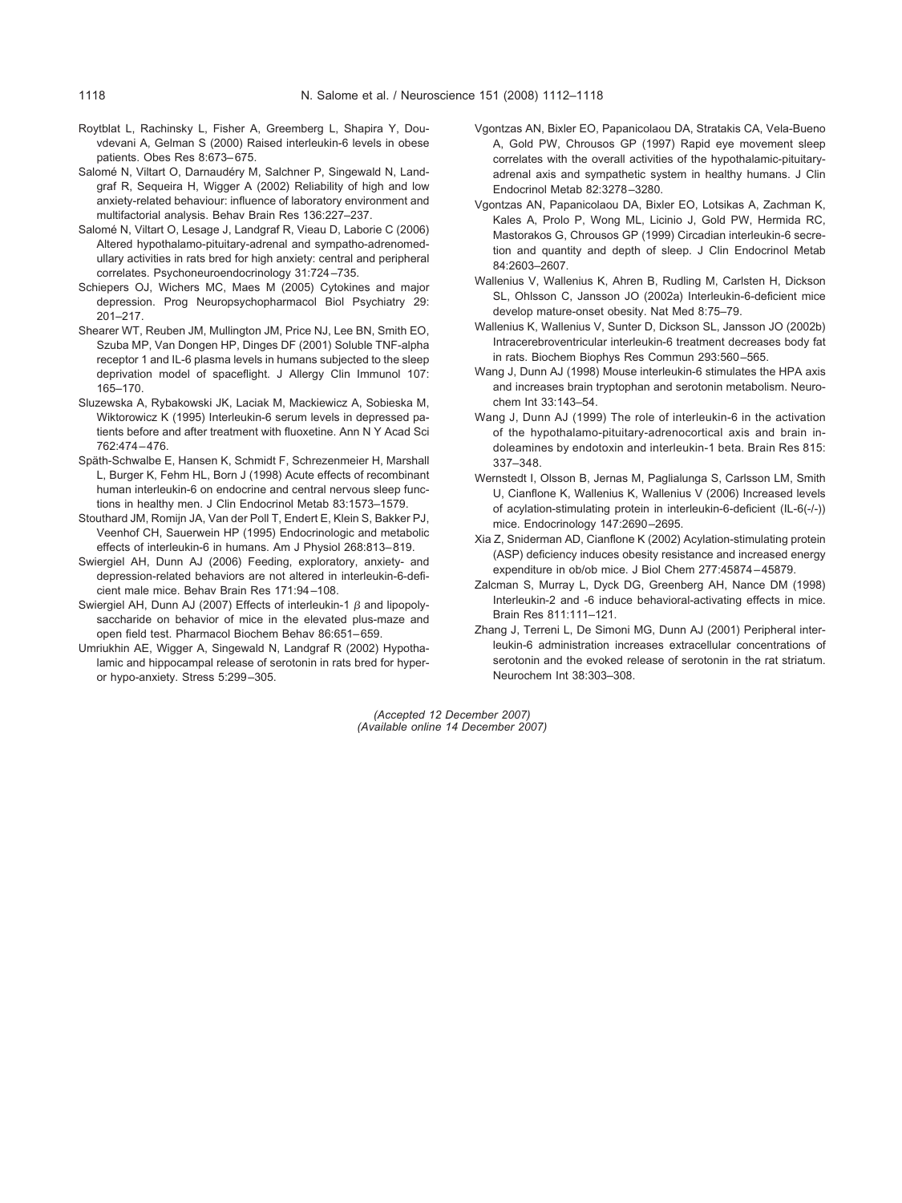Roytblat L, Rachinsky L, Fisher A, Greemberg L, Shapira Y, Douvdevani A, Gelman S (2000) Raised interleukin-6 levels in obese patients. Obes Res 8:673–675.

Salomé N, Viltart O, Darnaudéry M, Salchner P, Singewald N, Landgraf R, Sequeira H, Wigger A (2002) Reliability of high and low anxiety-related behaviour: influence of laboratory environment and multifactorial analysis. Behav Brain Res 136:227–237.

Salomé N, Viltart O, Lesage J, Landgraf R, Vieau D, Laborie C (2006) Altered hypothalamo-pituitary-adrenal and sympatho-adrenomedullary activities in rats bred for high anxiety: central and peripheral correlates. Psychoneuroendocrinology 31:724–735.

Schiepers OJ, Wichers MC, Maes M (2005) Cytokines and major depression. Prog Neuropsychopharmacol Biol Psychiatry 29: 201–217.

Shearer WT, Reuben JM, Mullington JM, Price NJ, Lee BN, Smith EO, Szuba MP, Van Dongen HP, Dinges DF (2001) Soluble TNF-alpha receptor 1 and IL-6 plasma levels in humans subjected to the sleep deprivation model of spaceflight. J Allergy Clin Immunol 107: 165–170.

Sluzewska A, Rybakowski JK, Laciak M, Mackiewicz A, Sobieska M, Wiktorowicz K (1995) Interleukin-6 serum levels in depressed patients before and after treatment with fluoxetine. Ann N Y Acad Sci 762:474–476.

Späth-Schwalbe E, Hansen K, Schmidt F, Schrezenmeier H, Marshall L, Burger K, Fehm HL, Born J (1998) Acute effects of recombinant human interleukin-6 on endocrine and central nervous sleep functions in healthy men. J Clin Endocrinol Metab 83:1573–1579.

Stouthard JM, Romijn JA, Van der Poll T, Endert E, Klein S, Bakker PJ, Veenhof CH, Sauerwein HP (1995) Endocrinologic and metabolic effects of interleukin-6 in humans. Am J Physiol 268:813–819.

Swiergiel AH, Dunn AJ (2006) Feeding, exploratory, anxiety- and depression-related behaviors are not altered in interleukin-6-deficient male mice. Behav Brain Res 171:94–108.

Swiergiel AH, Dunn AJ (2007) Effects of interleukin-1 $\beta$ and lipopolysaccharide on behavior of mice in the elevated plus-maze and open field test. Pharmacol Biochem Behav 86:651–659.

Umriukhin AE, Wigger A, Singewald N, Landgraf R (2002) Hypothalamic and hippocampal release of serotonin in rats bred for hyper- or hypo-anxiety. Stress 5:299–305.

Vgontzas AN, Bixler EO, Papanicolaou DA, Stratakis CA, Vela-Bueno A, Gold PW, Chrousos GP (1997) Rapid eye movement sleep correlates with the overall activities of the hypothalamic-pituitary-adrenal axis and sympathetic system in healthy humans. J Clin Endocrinol Metab 82:3278–3280.

Vgontzas AN, Papanicolaou DA, Bixler EO, Lotsikas A, Zachman K, Kales A, Prolo P, Wong ML, Licinio J, Gold PW, Hermida RC, Mastorakos G, Chrousos GP (1999) Circadian interleukin-6 secretion and quantity and depth of sleep. J Clin Endocrinol Metab 84:2603–2607.

Wallenius V, Wallenius K, Ahren B, Rudling M, Carlsten H, Dickson SL, Ohlsson C, Jansson JO (2002a) Interleukin-6-deficient mice develop mature-onset obesity. Nat Med 8:75–79.

Wallenius K, Wallenius V, Sunter D, Dickson SL, Jansson JO (2002b) Intracerebroventricular interleukin-6 treatment decreases body fat in rats. Biochem Biophys Res Commun 293:560–565.

Wang J, Dunn AJ (1998) Mouse interleukin-6 stimulates the HPA axis and increases brain tryptophan and serotonin metabolism. Neurochem Int 33:143–54.

Wang J, Dunn AJ (1999) The role of interleukin-6 in the activation of the hypothalamo-pituitary-adrenocortical axis and brain indoleamines by endotoxin and interleukin-1 beta. Brain Res 815: 337–348.

Wernstedt I, Olsson B, Jernas M, Paglialunga S, Carlsson LM, Smith U, Cianflone K, Wallenius K, Wallenius V (2006) Increased levels of acylation-stimulating protein in interleukin-6-deficient (IL-6(-/-)) mice. Endocrinology 147:2690–2695.

Xia Z, Sniderman AD, Cianflone K (2002) Acylation-stimulating protein (ASP) deficiency induces obesity resistance and increased energy expenditure in ob/ob mice. J Biol Chem 277:45874–45879.

Zalcman S, Murray L, Dyck DG, Greenberg AH, Nance DM (1998) Interleukin-2 and -6 induce behavioral-activating effects in mice. Brain Res 811:111–121.

Zhang J, Terreni L, De Simoni MG, Dunn AJ (2001) Peripheral interleukin-6 administration increases extracellular concentrations of serotonin and the evoked release of serotonin in the rat striatum. Neurochem Int 38:303–308.

*(Accepted 12 December 2007)*
*(Available online 14 December 2007)*